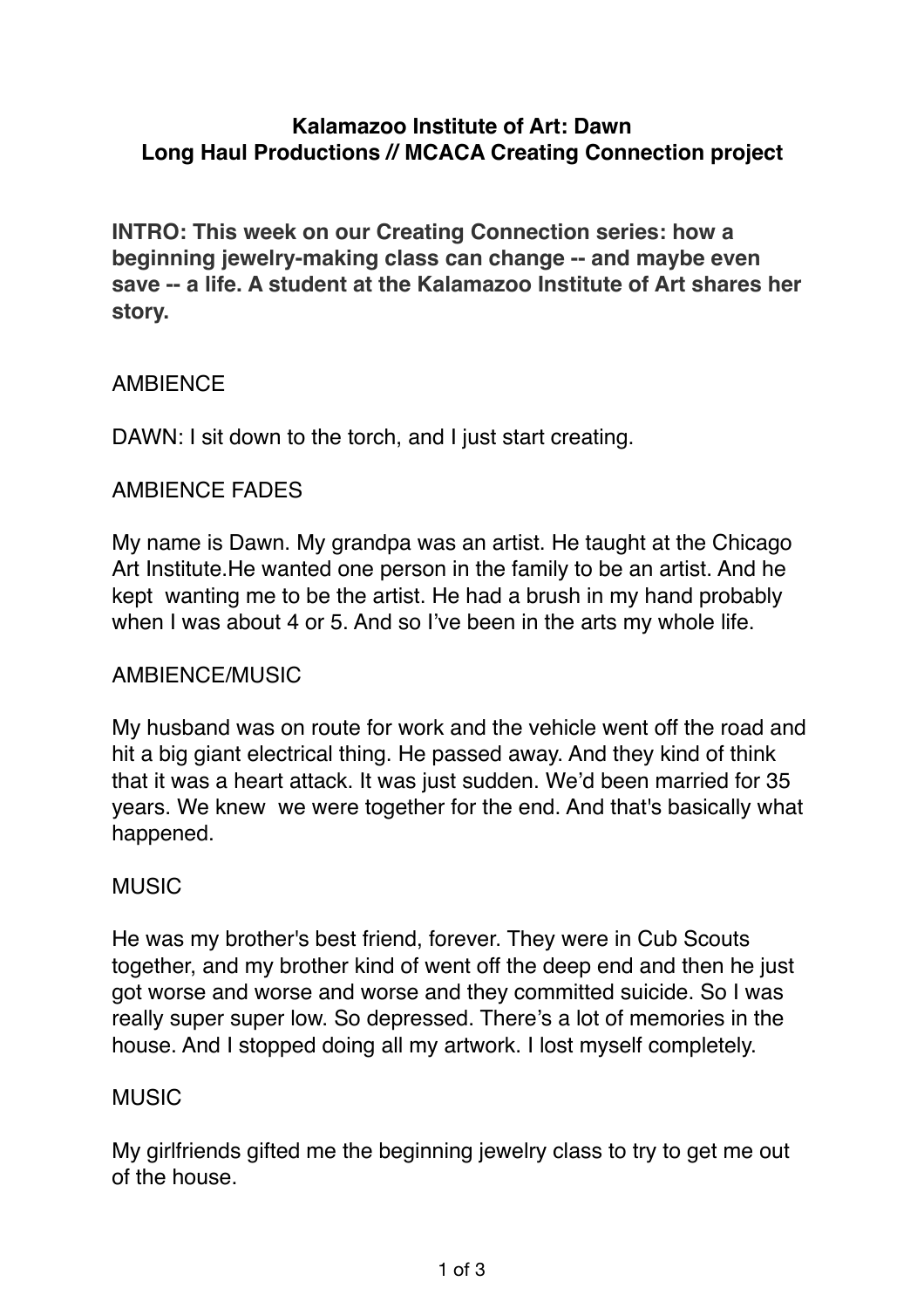**Kalamazoo Institute of Art: Dawn**
**Long Haul Productions // MCACA Creating Connection project**

**INTRO: This week on our Creating Connection series: how a beginning jewelry-making class can change -- and maybe even save -- a life. A student at the Kalamazoo Institute of Art shares her story.**

AMBIENCE

DAWN: I sit down to the torch, and I just start creating.

AMBIENCE FADES

My name is Dawn. My grandpa was an artist. He taught at the Chicago Art Institute.He wanted one person in the family to be an artist. And he kept wanting me to be the artist. He had a brush in my hand probably when I was about 4 or 5. And so I've been in the arts my whole life.

AMBIENCE/MUSIC

My husband was on route for work and the vehicle went off the road and hit a big giant electrical thing. He passed away. And they kind of think that it was a heart attack. It was just sudden. We'd been married for 35 years. We knew we were together for the end. And that's basically what happened.

MUSIC

He was my brother's best friend, forever. They were in Cub Scouts together, and my brother kind of went off the deep end and then he just got worse and worse and worse and they committed suicide. So I was really super super low. So depressed. There's a lot of memories in the house. And I stopped doing all my artwork. I lost myself completely.

MUSIC

My girlfriends gifted me the beginning jewelry class to try to get me out of the house.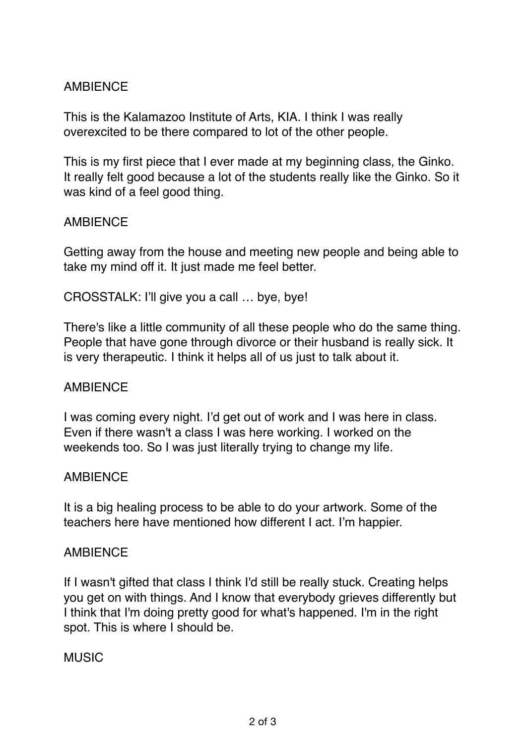AMBIENCE

This is the Kalamazoo Institute of Arts, KIA. I think I was really overexcited to be there compared to lot of the other people.

This is my first piece that I ever made at my beginning class, the Ginko. It really felt good because a lot of the students really like the Ginko. So it was kind of a feel good thing.

AMBIENCE

Getting away from the house and meeting new people and being able to take my mind off it. It just made me feel better.

CROSSTALK: I'll give you a call … bye, bye!

There's like a little community of all these people who do the same thing. People that have gone through divorce or their husband is really sick. It is very therapeutic. I think it helps all of us just to talk about it.

AMBIENCE

I was coming every night. I'd get out of work and I was here in class. Even if there wasn't a class I was here working. I worked on the weekends too. So I was just literally trying to change my life.

AMBIENCE

It is a big healing process to be able to do your artwork. Some of the teachers here have mentioned how different I act. I'm happier.

AMBIENCE

If I wasn't gifted that class I think I'd still be really stuck. Creating helps you get on with things. And I know that everybody grieves differently but I think that I'm doing pretty good for what's happened. I'm in the right spot. This is where I should be.

MUSIC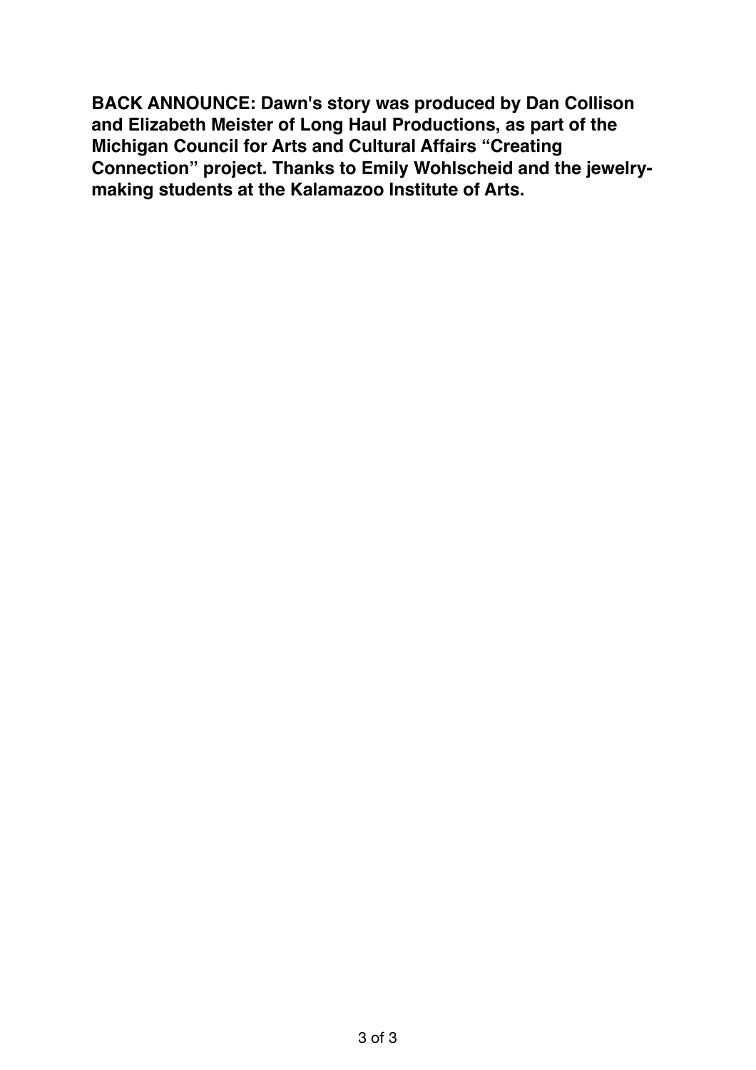**BACK ANNOUNCE: Dawn's story was produced by Dan Collison and Elizabeth Meister of Long Haul Productions, as part of the Michigan Council for Arts and Cultural Affairs "Creating Connection" project. Thanks to Emily Wohlscheid and the jewelry-making students at the Kalamazoo Institute of Arts.**